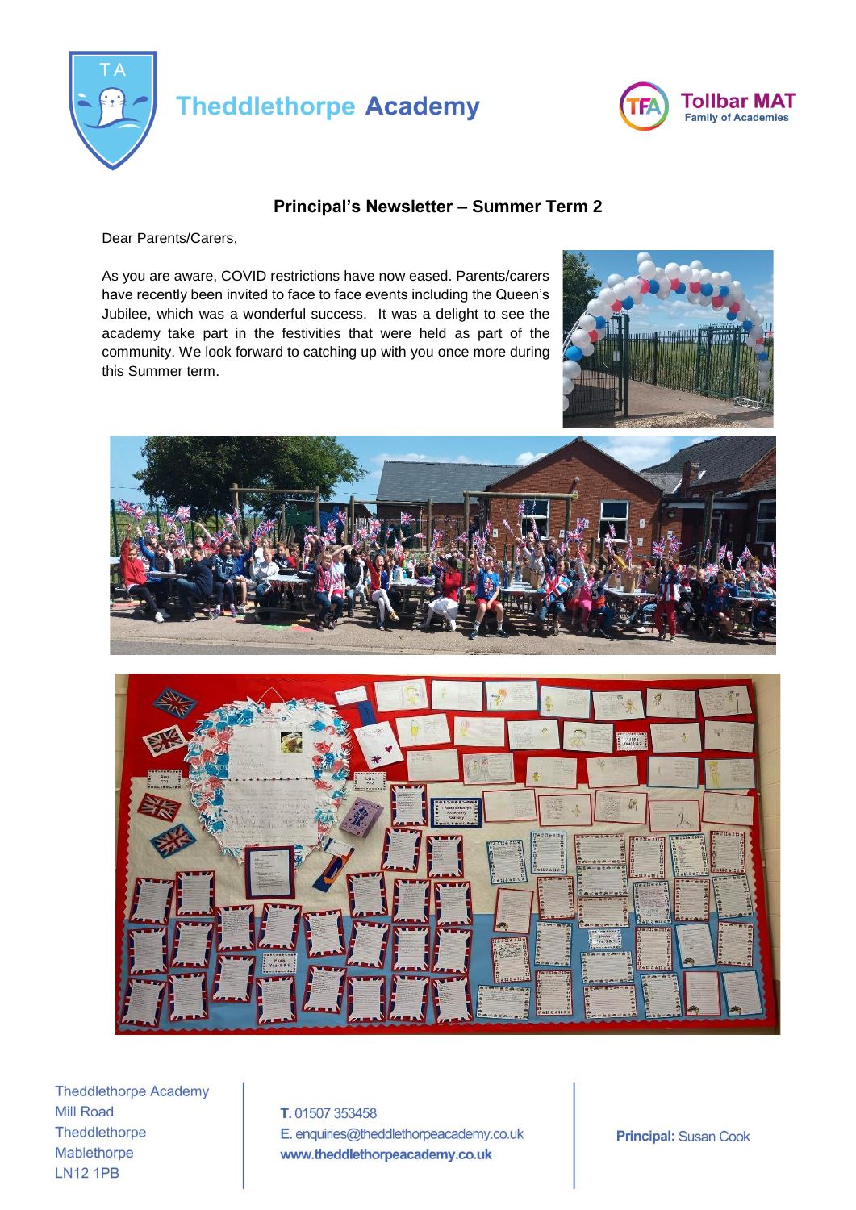# Theddlethorpe Academy

Tollbar MAT
Family of Academies

## Principal's Newsletter – Summer Term 2

Dear Parents/Carers,

As you are aware, COVID restrictions have now eased. Parents/carers have recently been invited to face to face events including the Queen's Jubilee, which was a wonderful success. It was a delight to see the academy take part in the festivities that were held as part of the community. We look forward to catching up with you once more during this Summer term.

Theddlethorpe Academy
Mill Road
Theddlethorpe
Mablethorpe
LN12 1PB

**T.** 01507 353458
**E.** enquiries@theddlethorpeacademy.co.uk
**www.theddlethorpeacademy.co.uk**

**Principal:** Susan Cook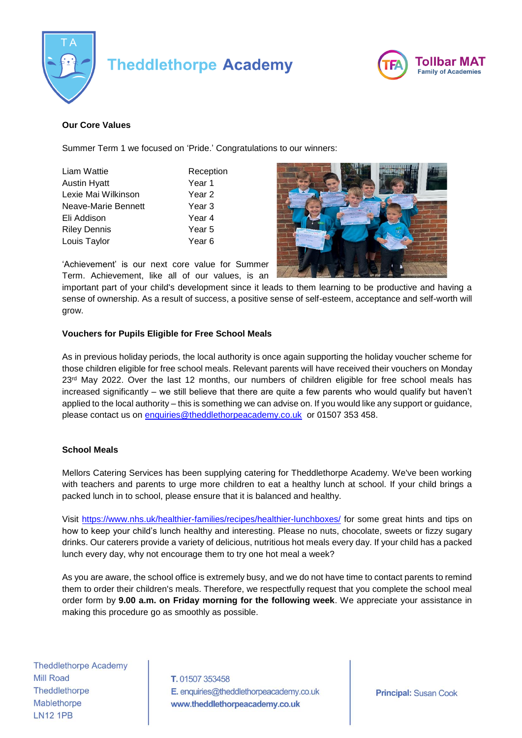**Our Core Values**

Summer Term 1 we focused on 'Pride.' Congratulations to our winners:

| | |
|---|---|
| Liam Wattie | Reception |
| Austin Hyatt | Year 1 |
| Lexie Mai Wilkinson | Year 2 |
| Neave-Marie Bennett | Year 3 |
| Eli Addison | Year 4 |
| Riley Dennis | Year 5 |
| Louis Taylor | Year 6 |

'Achievement' is our next core value for Summer Term. Achievement, like all of our values, is an important part of your child's development since it leads to them learning to be productive and having a sense of ownership. As a result of success, a positive sense of self-esteem, acceptance and self-worth will grow.

**Vouchers for Pupils Eligible for Free School Meals**

As in previous holiday periods, the local authority is once again supporting the holiday voucher scheme for those children eligible for free school meals. Relevant parents will have received their vouchers on Monday 23rd May 2022. Over the last 12 months, our numbers of children eligible for free school meals has increased significantly – we still believe that there are quite a few parents who would qualify but haven't applied to the local authority – this is something we can advise on. If you would like any support or guidance, please contact us on enquiries@theddlethorpeacademy.co.uk or 01507 353 458.

**School Meals**

Mellors Catering Services has been supplying catering for Theddlethorpe Academy. We've been working with teachers and parents to urge more children to eat a healthy lunch at school. If your child brings a packed lunch in to school, please ensure that it is balanced and healthy.

Visit https://www.nhs.uk/healthier-families/recipes/healthier-lunchboxes/ for some great hints and tips on how to keep your child's lunch healthy and interesting. Please no nuts, chocolate, sweets or fizzy sugary drinks. Our caterers provide a variety of delicious, nutritious hot meals every day. If your child has a packed lunch every day, why not encourage them to try one hot meal a week?

As you are aware, the school office is extremely busy, and we do not have time to contact parents to remind them to order their children's meals. Therefore, we respectfully request that you complete the school meal order form by **9.00 a.m. on Friday morning for the following week**. We appreciate your assistance in making this procedure go as smoothly as possible.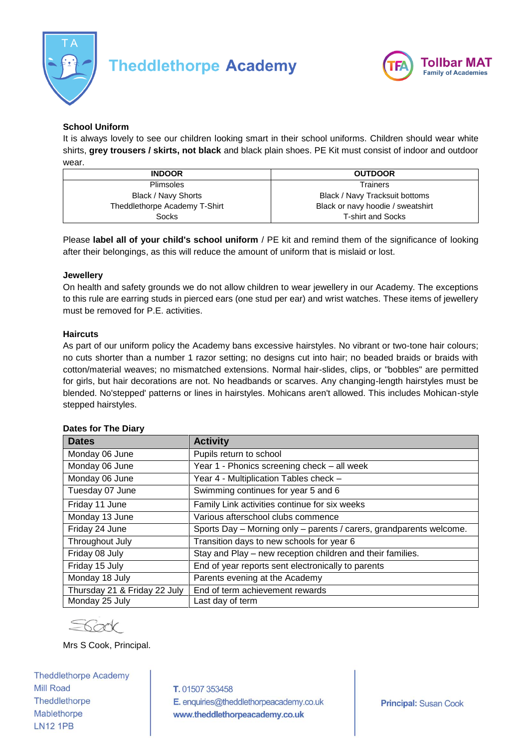# Theddlethorpe Academy

Tollbar MAT
Family of Academies

**School Uniform**

It is always lovely to see our children looking smart in their school uniforms. Children should wear white shirts, **grey trousers / skirts, not black** and black plain shoes. PE Kit must consist of indoor and outdoor wear.

| INDOOR | OUTDOOR |
|---|---|
| Plimsoles<br>Black / Navy Shorts<br>Theddlethorpe Academy T-Shirt<br>Socks | Trainers<br>Black / Navy Tracksuit bottoms<br>Black or navy hoodie / sweatshirt<br>T-shirt and Socks |

Please **label all of your child's school uniform** / PE kit and remind them of the significance of looking after their belongings, as this will reduce the amount of uniform that is mislaid or lost.

**Jewellery**

On health and safety grounds we do not allow children to wear jewellery in our Academy. The exceptions to this rule are earring studs in pierced ears (one stud per ear) and wrist watches. These items of jewellery must be removed for P.E. activities.

**Haircuts**

As part of our uniform policy the Academy bans excessive hairstyles. No vibrant or two-tone hair colours; no cuts shorter than a number 1 razor setting; no designs cut into hair; no beaded braids or braids with cotton/material weaves; no mismatched extensions. Normal hair-slides, clips, or "bobbles" are permitted for girls, but hair decorations are not. No headbands or scarves. Any changing-length hairstyles must be blended. No'stepped' patterns or lines in hairstyles. Mohicans aren't allowed. This includes Mohican-style stepped hairstyles.

**Dates for The Diary**

| Dates | Activity |
|---|---|
| Monday 06 June | Pupils return to school |
| Monday 06 June | Year 1 - Phonics screening check – all week |
| Monday 06 June | Year 4 - Multiplication Tables check – |
| Tuesday 07 June | Swimming continues for year 5 and 6 |
| Friday 11 June | Family Link activities continue for six weeks |
| Monday 13 June | Various afterschool clubs commence |
| Friday 24 June | Sports Day – Morning only – parents / carers, grandparents welcome. |
| Throughout July | Transition days to new schools for year 6 |
| Friday 08 July | Stay and Play – new reception children and their families. |
| Friday 15 July | End of year reports sent electronically to parents |
| Monday 18 July | Parents evening at the Academy |
| Thursday 21 & Friday 22 July | End of term achievement rewards |
| Monday 25 July | Last day of term |

S Cook

Mrs S Cook, Principal.

Theddlethorpe Academy
Mill Road
Theddlethorpe
Mablethorpe
LN12 1PB

**T.** 01507 353458
**E.** enquiries@theddlethorpeacademy.co.uk
**www.theddlethorpeacademy.co.uk**

**Principal:** Susan Cook